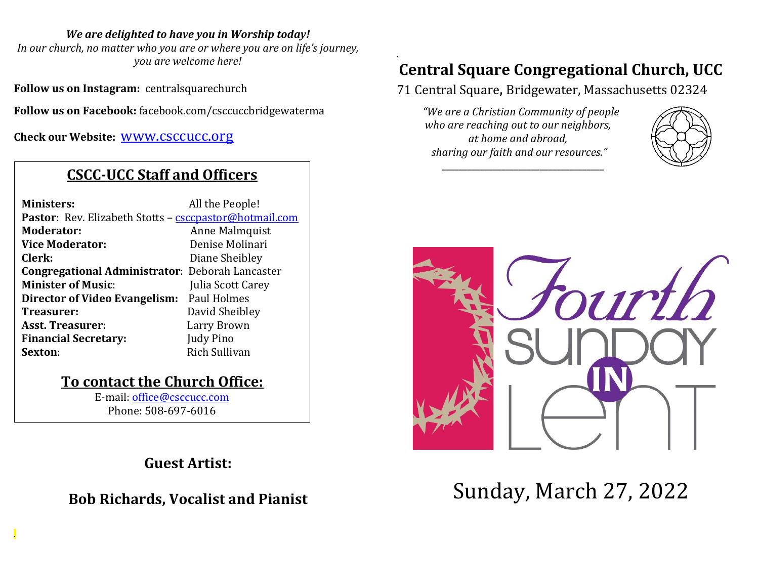***We are delighted to have you in Worship today!***
*In our church, no matter who you are or where you are on life's journey, you are welcome here!*

**Follow us on Instagram:** centralsquarechurch

**Follow us on Facebook:** facebook.com/csccuccbridgewaterma

**Check our Website:** www.csccucc.org

## CSCC-UCC Staff and Officers

| | |
|---|---|
| **Ministers:** | All the People! |
| **Pastor**: Rev. Elizabeth Stotts – csccpastor@hotmail.com | |
| **Moderator:** | Anne Malmquist |
| **Vice Moderator:** | Denise Molinari |
| **Clerk:** | Diane Sheibley |
| **Congregational Administrator**: | Deborah Lancaster |
| **Minister of Music**: | Julia Scott Carey |
| **Director of Video Evangelism:** | Paul Holmes |
| **Treasurer:** | David Sheibley |
| **Asst. Treasurer:** | Larry Brown |
| **Financial Secretary:** | Judy Pino |
| **Sexton**: | Rich Sullivan |

## To contact the Church Office:

E-mail: office@csccucc.com
Phone: 508-697-6016

### Guest Artist:

### Bob Richards, Vocalist and Pianist

# Central Square Congregational Church, UCC

71 Central Square, Bridgewater, Massachusetts 02324

*"We are a Christian Community of people who are reaching out to our neighbors, at home and abroad, sharing our faith and our resources."*

Fourth Sunday in Lent

Sunday, March 27, 2022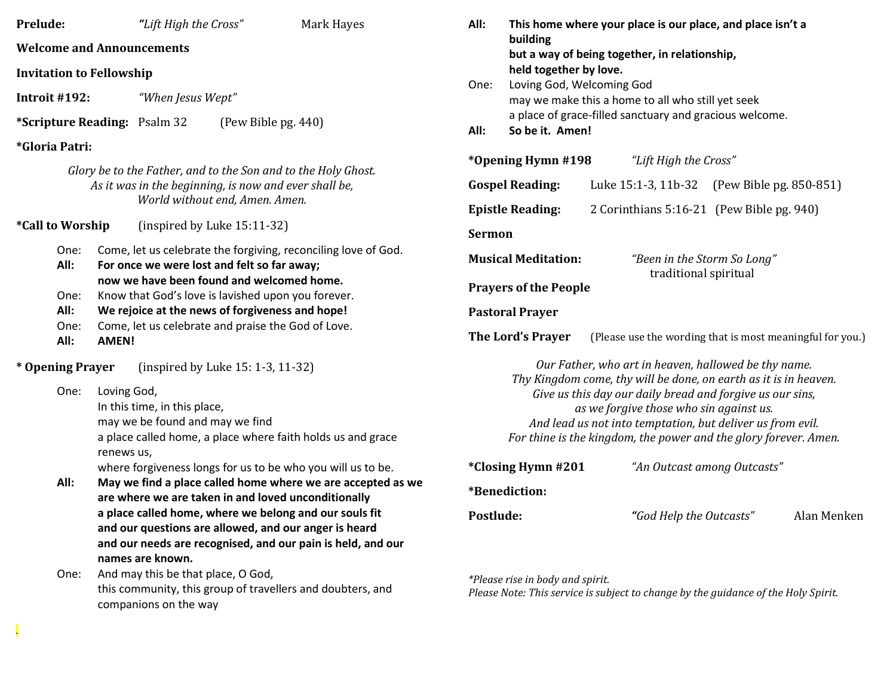**Prelude:** *"Lift High the Cross"* Mark Hayes

**Welcome and Announcements**

**Invitation to Fellowship**

**Introit #192:** *"When Jesus Wept"*

**\*Scripture Reading:** Psalm 32 (Pew Bible pg. 440)

**\*Gloria Patri:**

*Glory be to the Father, and to the Son and to the Holy Ghost.*
*As it was in the beginning, is now and ever shall be,*
*World without end, Amen. Amen.*

**\*Call to Worship** (inspired by Luke 15:11-32)

One: Come, let us celebrate the forgiving, reconciling love of God.
**All: For once we were lost and felt so far away;**
**now we have been found and welcomed home.**
One: Know that God's love is lavished upon you forever.
**All: We rejoice at the news of forgiveness and hope!**
One: Come, let us celebrate and praise the God of Love.
**All: AMEN!**

**\* Opening Prayer** (inspired by Luke 15: 1-3, 11-32)

One: Loving God,
In this time, in this place,
may we be found and may we find
a place called home, a place where faith holds us and grace renews us,
where forgiveness longs for us to be who you will us to be.
**All: May we find a place called home where we are accepted as we are where we are taken in and loved unconditionally**
**a place called home, where we belong and our souls fit**
**and our questions are allowed, and our anger is heard**
**and our needs are recognised, and our pain is held, and our names are known.**
One: And may this be that place, O God,
this community, this group of travellers and doubters, and companions on the way

.

**All: This home where your place is our place, and place isn't a building**
**but a way of being together, in relationship,**
**held together by love.**
One: Loving God, Welcoming God
may we make this a home to all who still yet seek
a place of grace-filled sanctuary and gracious welcome.
**All: So be it. Amen!**

**\*Opening Hymn #198** *"Lift High the Cross"*

**Gospel Reading:** Luke 15:1-3, 11b-32 (Pew Bible pg. 850-851)

**Epistle Reading:** 2 Corinthians 5:16-21 (Pew Bible pg. 940)

**Sermon**

**Musical Meditation:** *"Been in the Storm So Long"* traditional spiritual

**Prayers of the People**

**Pastoral Prayer**

**The Lord's Prayer** (Please use the wording that is most meaningful for you.)

*Our Father, who art in heaven, hallowed be thy name.*
*Thy Kingdom come, thy will be done, on earth as it is in heaven.*
*Give us this day our daily bread and forgive us our sins,*
*as we forgive those who sin against us.*
*And lead us not into temptation, but deliver us from evil.*
*For thine is the kingdom, the power and the glory forever. Amen.*

**\*Closing Hymn #201** *"An Outcast among Outcasts"*

**\*Benediction:**

**Postlude:** *"God Help the Outcasts"* Alan Menken

*\*Please rise in body and spirit.*
*Please Note: This service is subject to change by the guidance of the Holy Spirit.*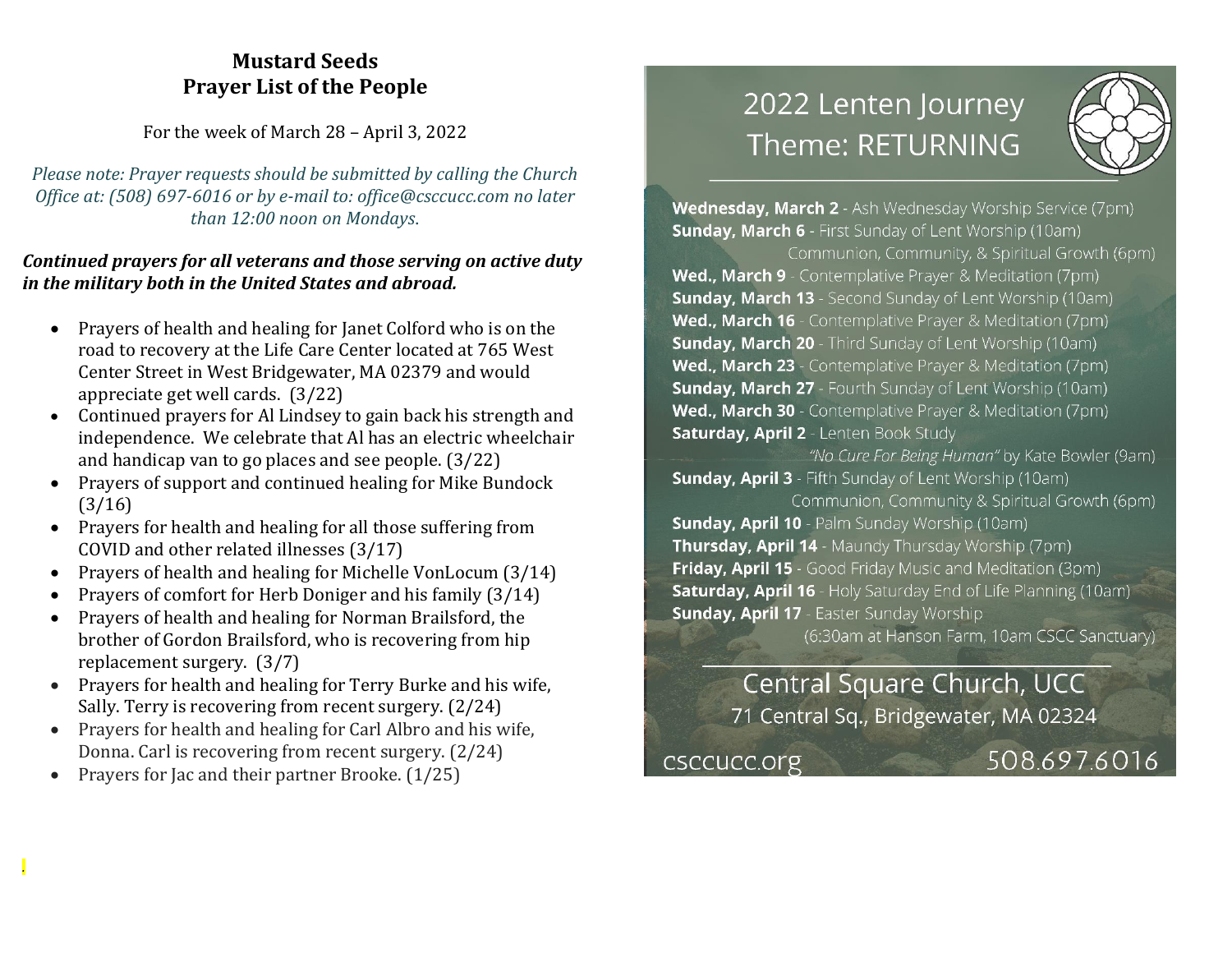# Mustard Seeds
## Prayer List of the People

For the week of March 28 – April 3, 2022

*Please note: Prayer requests should be submitted by calling the Church Office at: (508) 697-6016 or by e-mail to: office@csccucc.com no later than 12:00 noon on Mondays.*

***Continued prayers for all veterans and those serving on active duty in the military both in the United States and abroad.***

- Prayers of health and healing for Janet Colford who is on the road to recovery at the Life Care Center located at 765 West Center Street in West Bridgewater, MA 02379 and would appreciate get well cards. (3/22)
- Continued prayers for Al Lindsey to gain back his strength and independence. We celebrate that Al has an electric wheelchair and handicap van to go places and see people. (3/22)
- Prayers of support and continued healing for Mike Bundock (3/16)
- Prayers for health and healing for all those suffering from COVID and other related illnesses (3/17)
- Prayers of health and healing for Michelle VonLocum (3/14)
- Prayers of comfort for Herb Doniger and his family (3/14)
- Prayers of health and healing for Norman Brailsford, the brother of Gordon Brailsford, who is recovering from hip replacement surgery. (3/7)
- Prayers for health and healing for Terry Burke and his wife, Sally. Terry is recovering from recent surgery. (2/24)
- Prayers for health and healing for Carl Albro and his wife, Donna. Carl is recovering from recent surgery. (2/24)
- Prayers for Jac and their partner Brooke. (1/25)

## 2022 Lenten Journey
## Theme: RETURNING

**Wednesday, March 2** - Ash Wednesday Worship Service (7pm)
**Sunday, March 6** - First Sunday of Lent Worship (10am)
Communion, Community, & Spiritual Growth (6pm)
**Wed., March 9** - Contemplative Prayer & Meditation (7pm)
**Sunday, March 13** - Second Sunday of Lent Worship (10am)
**Wed., March 16** - Contemplative Prayer & Meditation (7pm)
**Sunday, March 20** - Third Sunday of Lent Worship (10am)
**Wed., March 23** - Contemplative Prayer & Meditation (7pm)
**Sunday, March 27** - Fourth Sunday of Lent Worship (10am)
**Wed., March 30** - Contemplative Prayer & Meditation (7pm)
**Saturday, April 2** - Lenten Book Study
*"No Cure For Being Human"* by Kate Bowler (9am)
**Sunday, April 3** - Fifth Sunday of Lent Worship (10am)
Communion, Community & Spiritual Growth (6pm)
**Sunday, April 10** - Palm Sunday Worship (10am)
**Thursday, April 14** - Maundy Thursday Worship (7pm)
**Friday, April 15** - Good Friday Music and Meditation (3pm)
**Saturday, April 16** - Holy Saturday End of Life Planning (10am)
**Sunday, April 17** - Easter Sunday Worship
(6:30am at Hanson Farm, 10am CSCC Sanctuary)

Central Square Church, UCC
71 Central Sq., Bridgewater, MA 02324

csccucc.org 508.697.6016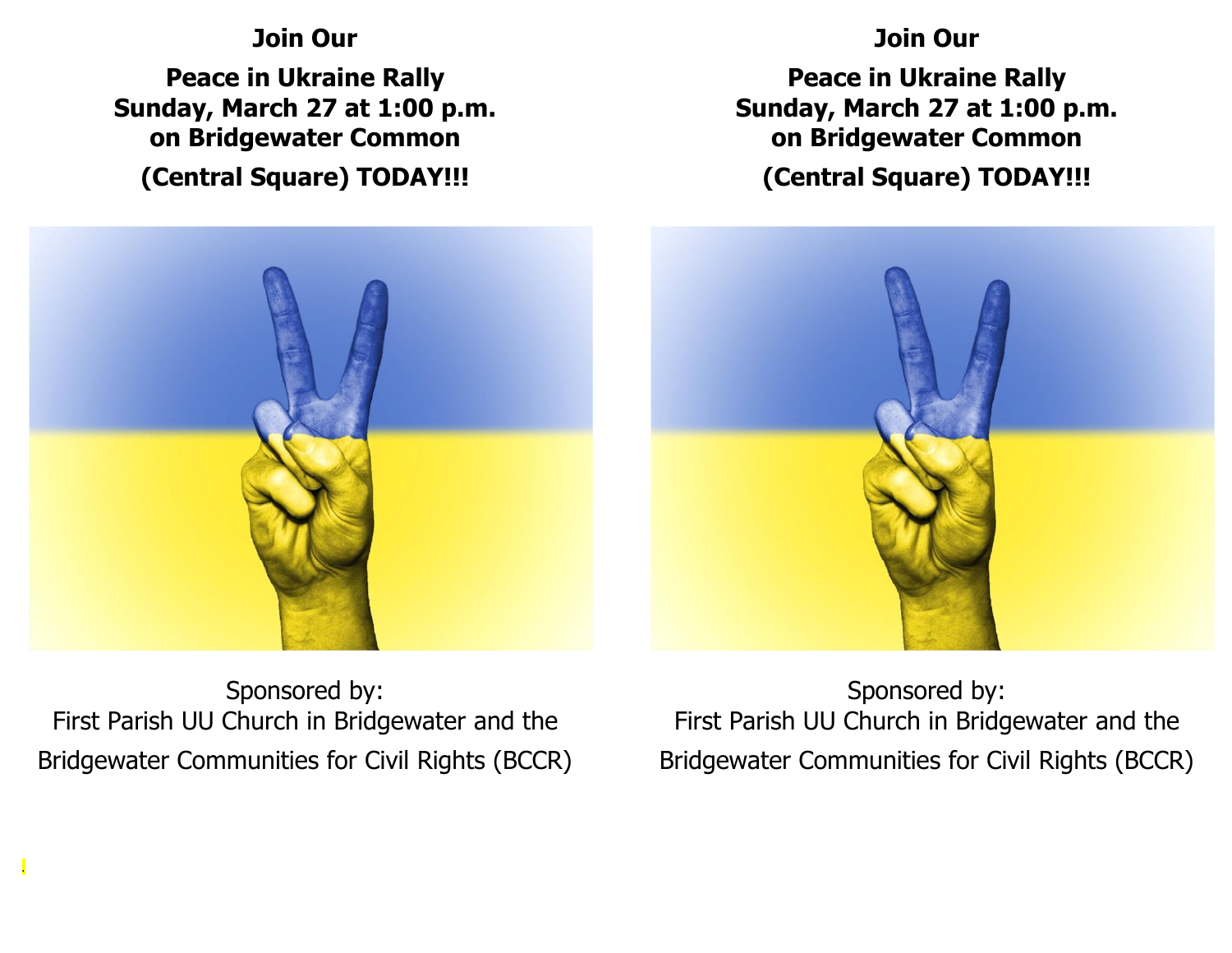**Join Our**

**Peace in Ukraine Rally**
**Sunday, March 27 at 1:00 p.m.**
**on Bridgewater Common**

**(Central Square) TODAY!!!**

Sponsored by:
First Parish UU Church in Bridgewater and the
Bridgewater Communities for Civil Rights (BCCR)

**Join Our**

**Peace in Ukraine Rally**
**Sunday, March 27 at 1:00 p.m.**
**on Bridgewater Common**

**(Central Square) TODAY!!!**

Sponsored by:
First Parish UU Church in Bridgewater and the
Bridgewater Communities for Civil Rights (BCCR)